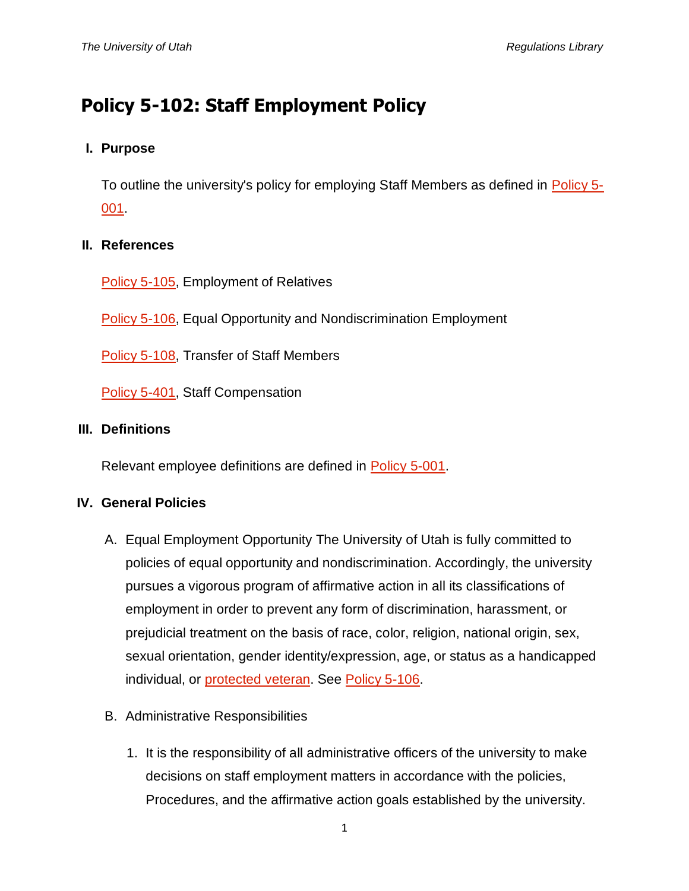# Policy 5-102: Staff Employment Policy

## I. Purpose

To outline the university's policy for employing Staff Members as defined in Policy 5-001.

## II. References

Policy 5-105, Employment of Relatives

Policy 5-106, Equal Opportunity and Nondiscrimination Employment

Policy 5-108, Transfer of Staff Members

Policy 5-401, Staff Compensation

## III. Definitions

Relevant employee definitions are defined in Policy 5-001.

## IV. General Policies

A. Equal Employment Opportunity The University of Utah is fully committed to policies of equal opportunity and nondiscrimination. Accordingly, the university pursues a vigorous program of affirmative action in all its classifications of employment in order to prevent any form of discrimination, harassment, or prejudicial treatment on the basis of race, color, religion, national origin, sex, sexual orientation, gender identity/expression, age, or status as a handicapped individual, or protected veteran. See Policy 5-106.

B. Administrative Responsibilities

1. It is the responsibility of all administrative officers of the university to make decisions on staff employment matters in accordance with the policies, Procedures, and the affirmative action goals established by the university.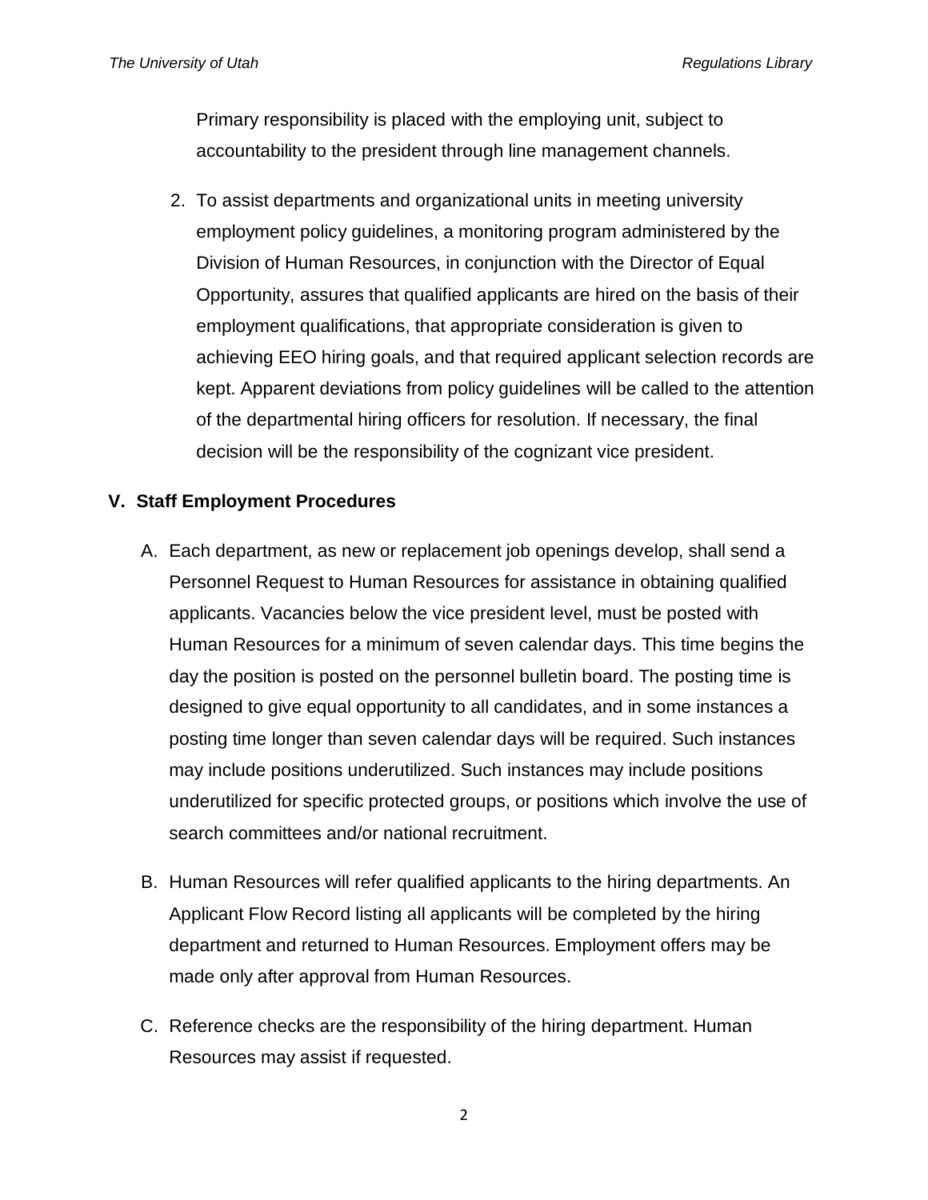Primary responsibility is placed with the employing unit, subject to accountability to the president through line management channels.

2. To assist departments and organizational units in meeting university employment policy guidelines, a monitoring program administered by the Division of Human Resources, in conjunction with the Director of Equal Opportunity, assures that qualified applicants are hired on the basis of their employment qualifications, that appropriate consideration is given to achieving EEO hiring goals, and that required applicant selection records are kept. Apparent deviations from policy guidelines will be called to the attention of the departmental hiring officers for resolution. If necessary, the final decision will be the responsibility of the cognizant vice president.

## V. Staff Employment Procedures

A. Each department, as new or replacement job openings develop, shall send a Personnel Request to Human Resources for assistance in obtaining qualified applicants. Vacancies below the vice president level, must be posted with Human Resources for a minimum of seven calendar days. This time begins the day the position is posted on the personnel bulletin board. The posting time is designed to give equal opportunity to all candidates, and in some instances a posting time longer than seven calendar days will be required. Such instances may include positions underutilized. Such instances may include positions underutilized for specific protected groups, or positions which involve the use of search committees and/or national recruitment.

B. Human Resources will refer qualified applicants to the hiring departments. An Applicant Flow Record listing all applicants will be completed by the hiring department and returned to Human Resources. Employment offers may be made only after approval from Human Resources.

C. Reference checks are the responsibility of the hiring department. Human Resources may assist if requested.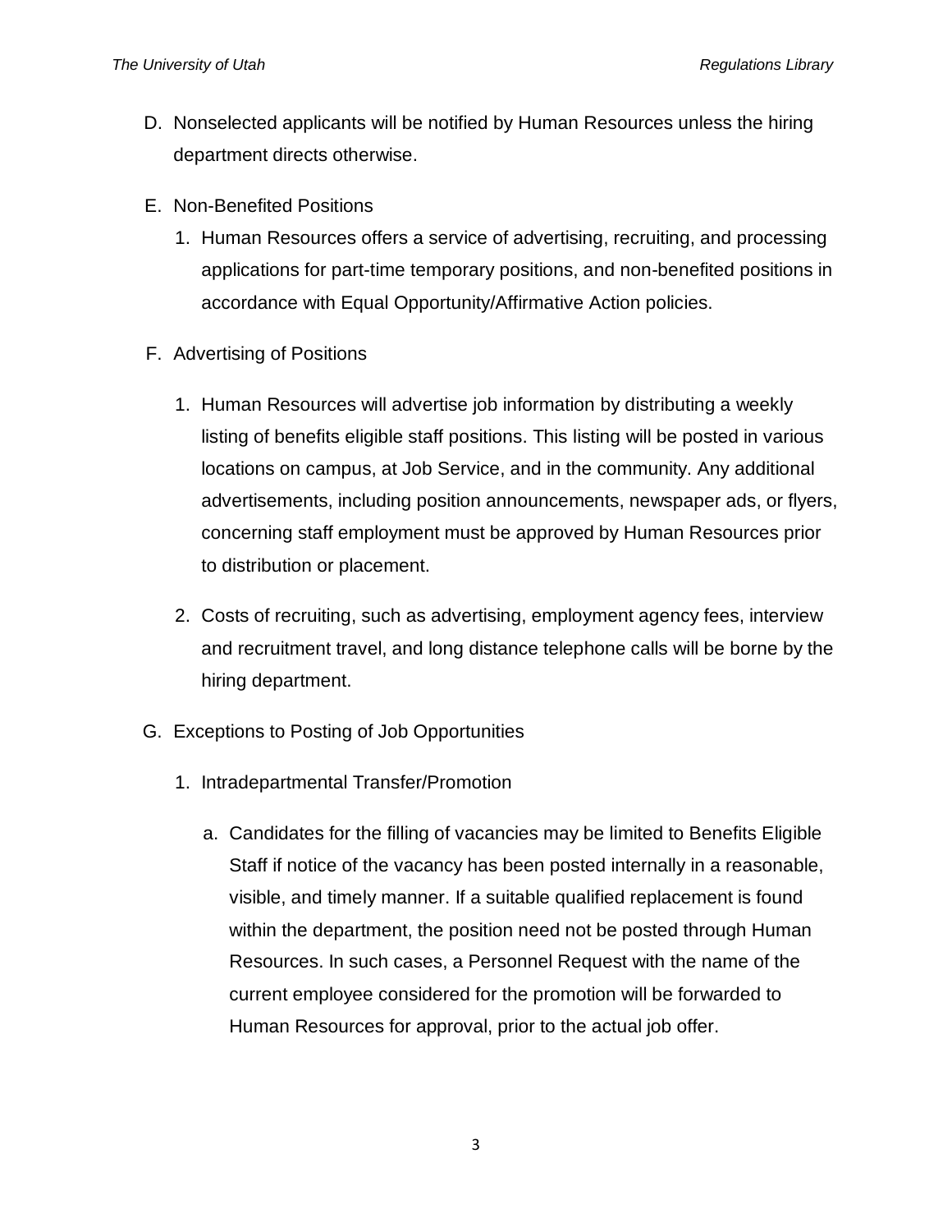D. Nonselected applicants will be notified by Human Resources unless the hiring department directs otherwise.

E. Non-Benefited Positions

   1. Human Resources offers a service of advertising, recruiting, and processing applications for part-time temporary positions, and non-benefited positions in accordance with Equal Opportunity/Affirmative Action policies.

F. Advertising of Positions

   1. Human Resources will advertise job information by distributing a weekly listing of benefits eligible staff positions. This listing will be posted in various locations on campus, at Job Service, and in the community. Any additional advertisements, including position announcements, newspaper ads, or flyers, concerning staff employment must be approved by Human Resources prior to distribution or placement.

   2. Costs of recruiting, such as advertising, employment agency fees, interview and recruitment travel, and long distance telephone calls will be borne by the hiring department.

G. Exceptions to Posting of Job Opportunities

   1. Intradepartmental Transfer/Promotion

      a. Candidates for the filling of vacancies may be limited to Benefits Eligible Staff if notice of the vacancy has been posted internally in a reasonable, visible, and timely manner. If a suitable qualified replacement is found within the department, the position need not be posted through Human Resources. In such cases, a Personnel Request with the name of the current employee considered for the promotion will be forwarded to Human Resources for approval, prior to the actual job offer.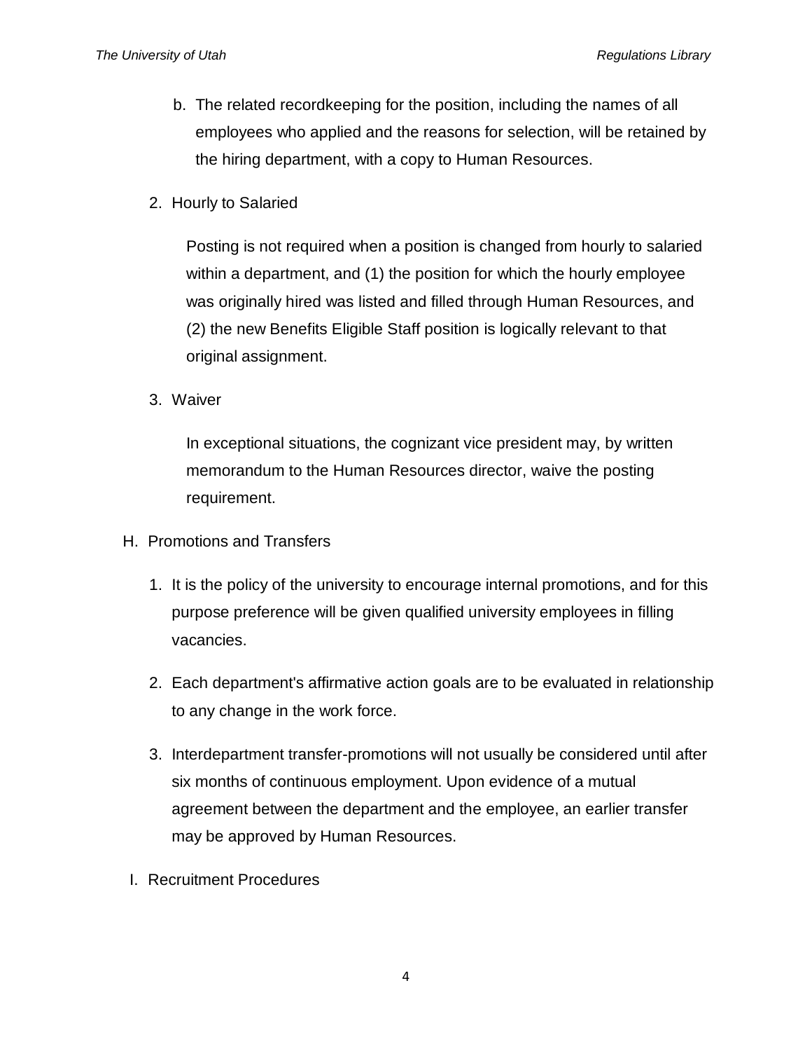b. The related recordkeeping for the position, including the names of all employees who applied and the reasons for selection, will be retained by the hiring department, with a copy to Human Resources.

2. Hourly to Salaried

   Posting is not required when a position is changed from hourly to salaried within a department, and (1) the position for which the hourly employee was originally hired was listed and filled through Human Resources, and (2) the new Benefits Eligible Staff position is logically relevant to that original assignment.

3. Waiver

   In exceptional situations, the cognizant vice president may, by written memorandum to the Human Resources director, waive the posting requirement.

H. Promotions and Transfers

1. It is the policy of the university to encourage internal promotions, and for this purpose preference will be given qualified university employees in filling vacancies.

2. Each department's affirmative action goals are to be evaluated in relationship to any change in the work force.

3. Interdepartment transfer-promotions will not usually be considered until after six months of continuous employment. Upon evidence of a mutual agreement between the department and the employee, an earlier transfer may be approved by Human Resources.

I. Recruitment Procedures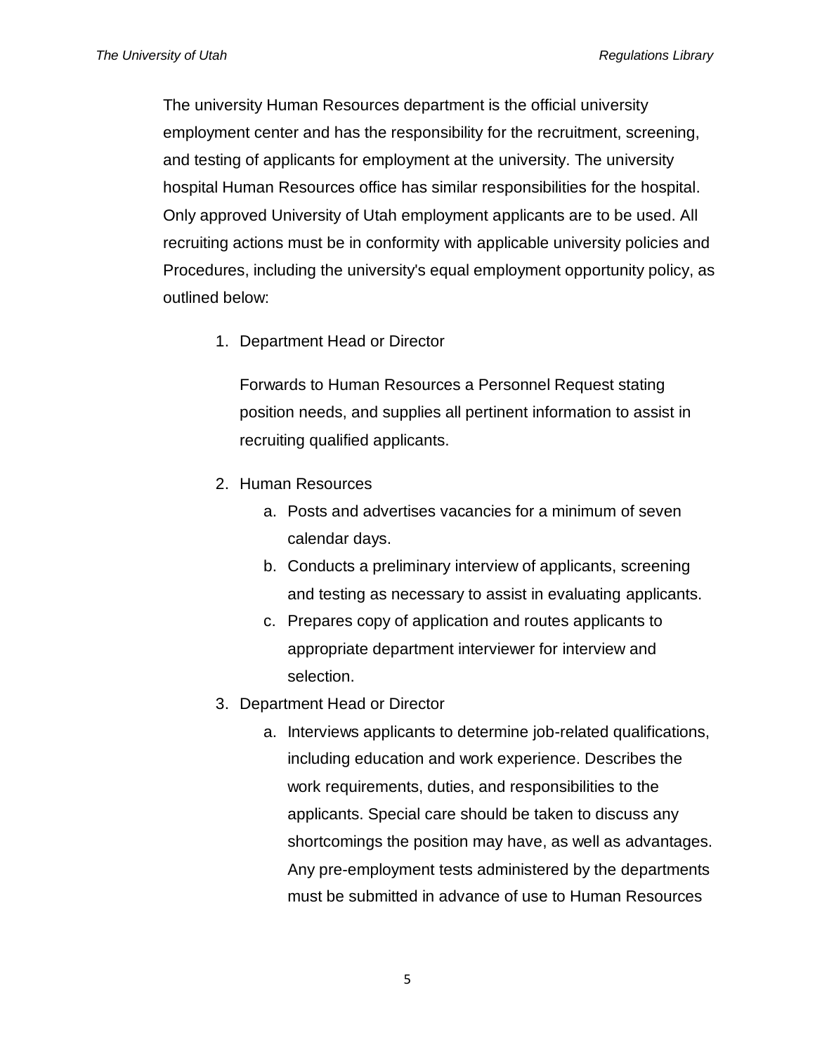The university Human Resources department is the official university employment center and has the responsibility for the recruitment, screening, and testing of applicants for employment at the university. The university hospital Human Resources office has similar responsibilities for the hospital. Only approved University of Utah employment applicants are to be used. All recruiting actions must be in conformity with applicable university policies and Procedures, including the university's equal employment opportunity policy, as outlined below:

1. Department Head or Director

   Forwards to Human Resources a Personnel Request stating position needs, and supplies all pertinent information to assist in recruiting qualified applicants.

2. Human Resources
   a. Posts and advertises vacancies for a minimum of seven calendar days.
   b. Conducts a preliminary interview of applicants, screening and testing as necessary to assist in evaluating applicants.
   c. Prepares copy of application and routes applicants to appropriate department interviewer for interview and selection.
3. Department Head or Director
   a. Interviews applicants to determine job-related qualifications, including education and work experience. Describes the work requirements, duties, and responsibilities to the applicants. Special care should be taken to discuss any shortcomings the position may have, as well as advantages. Any pre-employment tests administered by the departments must be submitted in advance of use to Human Resources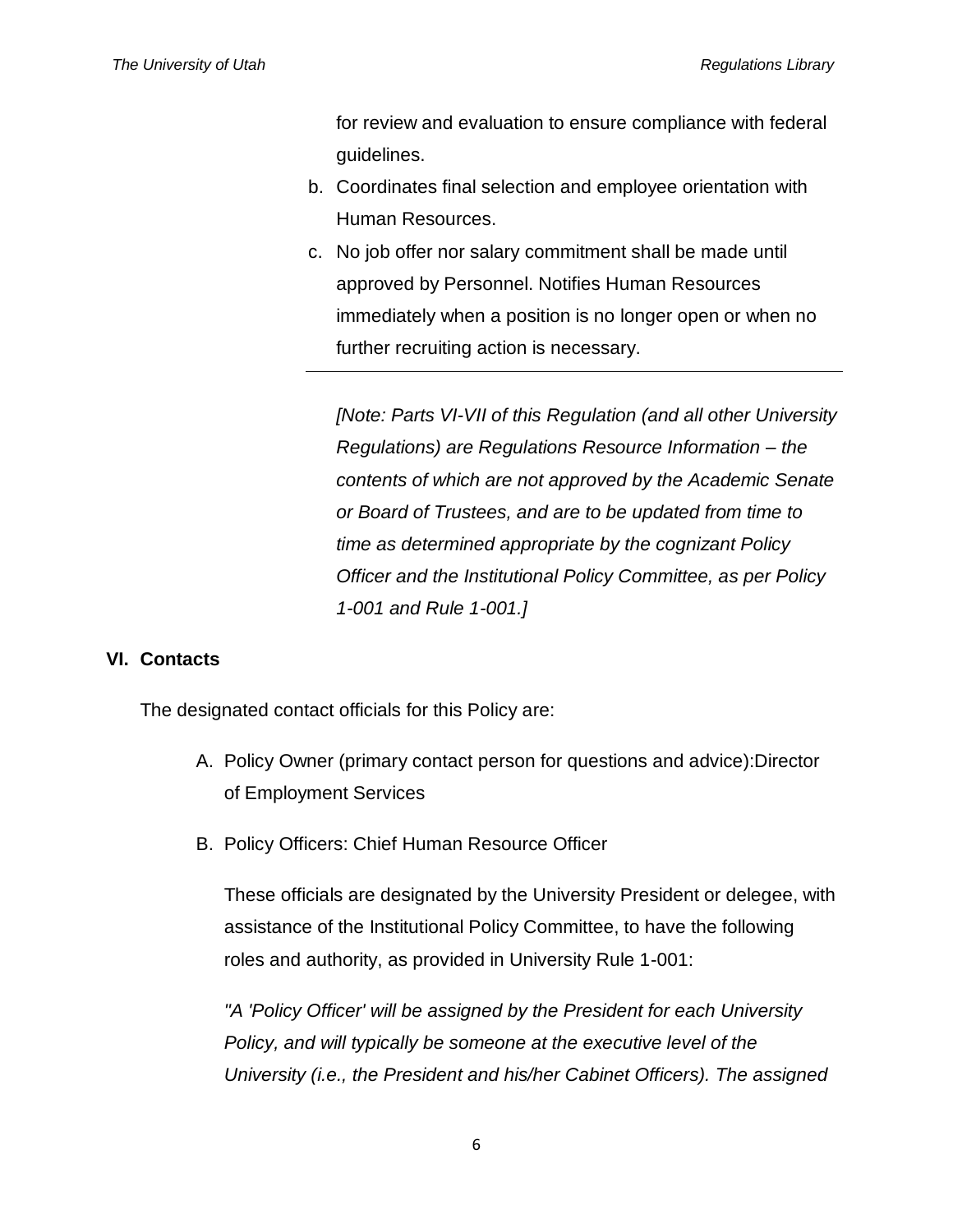for review and evaluation to ensure compliance with federal guidelines.

b. Coordinates final selection and employee orientation with Human Resources.

c. No job offer nor salary commitment shall be made until approved by Personnel. Notifies Human Resources immediately when a position is no longer open or when no further recruiting action is necessary.

---

*[Note: Parts VI-VII of this Regulation (and all other University Regulations) are Regulations Resource Information – the contents of which are not approved by the Academic Senate or Board of Trustees, and are to be updated from time to time as determined appropriate by the cognizant Policy Officer and the Institutional Policy Committee, as per Policy 1-001 and Rule 1-001.]*

## VI. Contacts

The designated contact officials for this Policy are:

A. Policy Owner (primary contact person for questions and advice):Director of Employment Services

B. Policy Officers: Chief Human Resource Officer

These officials are designated by the University President or delegee, with assistance of the Institutional Policy Committee, to have the following roles and authority, as provided in University Rule 1-001:

*"A 'Policy Officer' will be assigned by the President for each University Policy, and will typically be someone at the executive level of the University (i.e., the President and his/her Cabinet Officers). The assigned*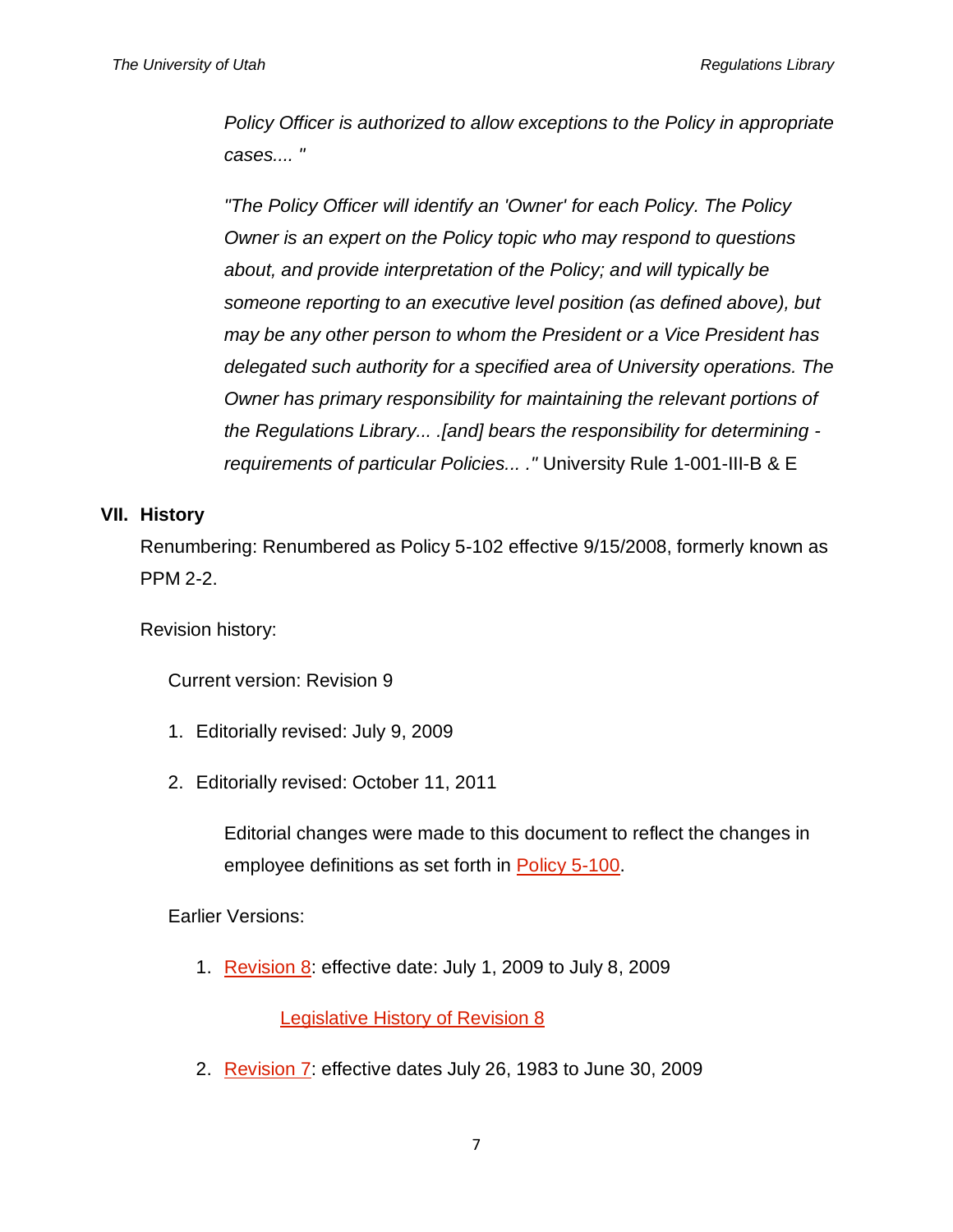*Policy Officer is authorized to allow exceptions to the Policy in appropriate cases.... "*

*"The Policy Officer will identify an 'Owner' for each Policy. The Policy Owner is an expert on the Policy topic who may respond to questions about, and provide interpretation of the Policy; and will typically be someone reporting to an executive level position (as defined above), but may be any other person to whom the President or a Vice President has delegated such authority for a specified area of University operations. The Owner has primary responsibility for maintaining the relevant portions of the Regulations Library... .[and] bears the responsibility for determining -requirements of particular Policies... ."* University Rule 1-001-III-B & E

## VII. History

Renumbering: Renumbered as Policy 5-102 effective 9/15/2008, formerly known as PPM 2-2.

Revision history:

Current version: Revision 9

1. Editorially revised: July 9, 2009
2. Editorially revised: October 11, 2011

   Editorial changes were made to this document to reflect the changes in employee definitions as set forth in Policy 5-100.

Earlier Versions:

1. Revision 8: effective date: July 1, 2009 to July 8, 2009

   Legislative History of Revision 8

2. Revision 7: effective dates July 26, 1983 to June 30, 2009